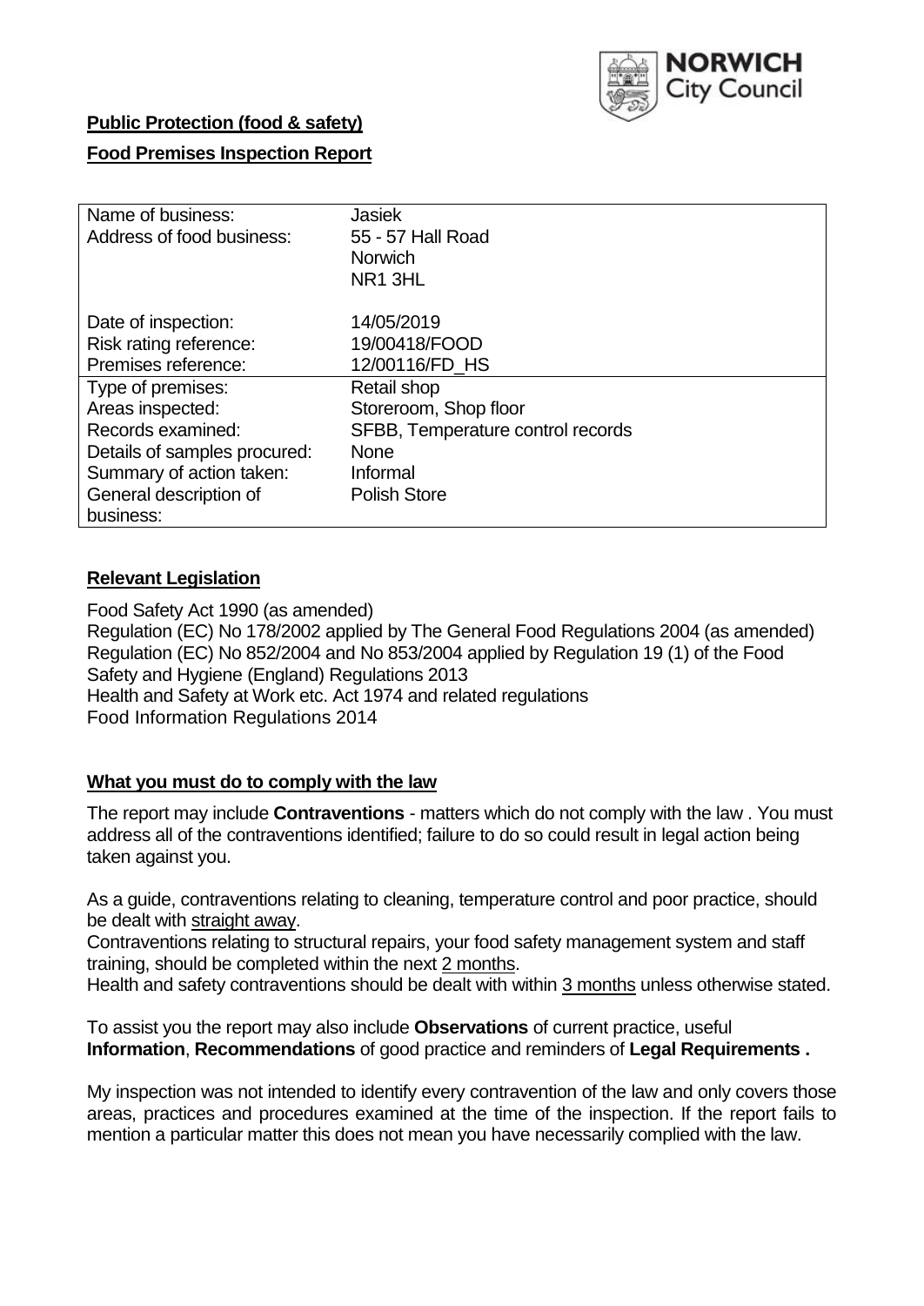**Public Protection (food & safety)**

**Food Premises Inspection Report**

| Name of business: | Jasiek |
|---|---|
| Address of food business: | 55 - 57 Hall Road<br>Norwich<br>NR1 3HL |
| Date of inspection: | 14/05/2019 |
| Risk rating reference: | 19/00418/FOOD |
| Premises reference: | 12/00116/FD_HS |
| Type of premises: | Retail shop |
| Areas inspected: | Storeroom, Shop floor |
| Records examined: | SFBB, Temperature control records |
| Details of samples procured: | None |
| Summary of action taken: | Informal |
| General description of business: | Polish Store |

## Relevant Legislation

Food Safety Act 1990 (as amended)
Regulation (EC) No 178/2002 applied by The General Food Regulations 2004 (as amended)
Regulation (EC) No 852/2004 and No 853/2004 applied by Regulation 19 (1) of the Food Safety and Hygiene (England) Regulations 2013
Health and Safety at Work etc. Act 1974 and related regulations
Food Information Regulations 2014

## What you must do to comply with the law

The report may include **Contraventions** - matters which do not comply with the law . You must address all of the contraventions identified; failure to do so could result in legal action being taken against you.

As a guide, contraventions relating to cleaning, temperature control and poor practice, should be dealt with straight away.

Contraventions relating to structural repairs, your food safety management system and staff training, should be completed within the next 2 months.

Health and safety contraventions should be dealt with within 3 months unless otherwise stated.

To assist you the report may also include **Observations** of current practice, useful **Information**, **Recommendations** of good practice and reminders of **Legal Requirements .**

My inspection was not intended to identify every contravention of the law and only covers those areas, practices and procedures examined at the time of the inspection. If the report fails to mention a particular matter this does not mean you have necessarily complied with the law.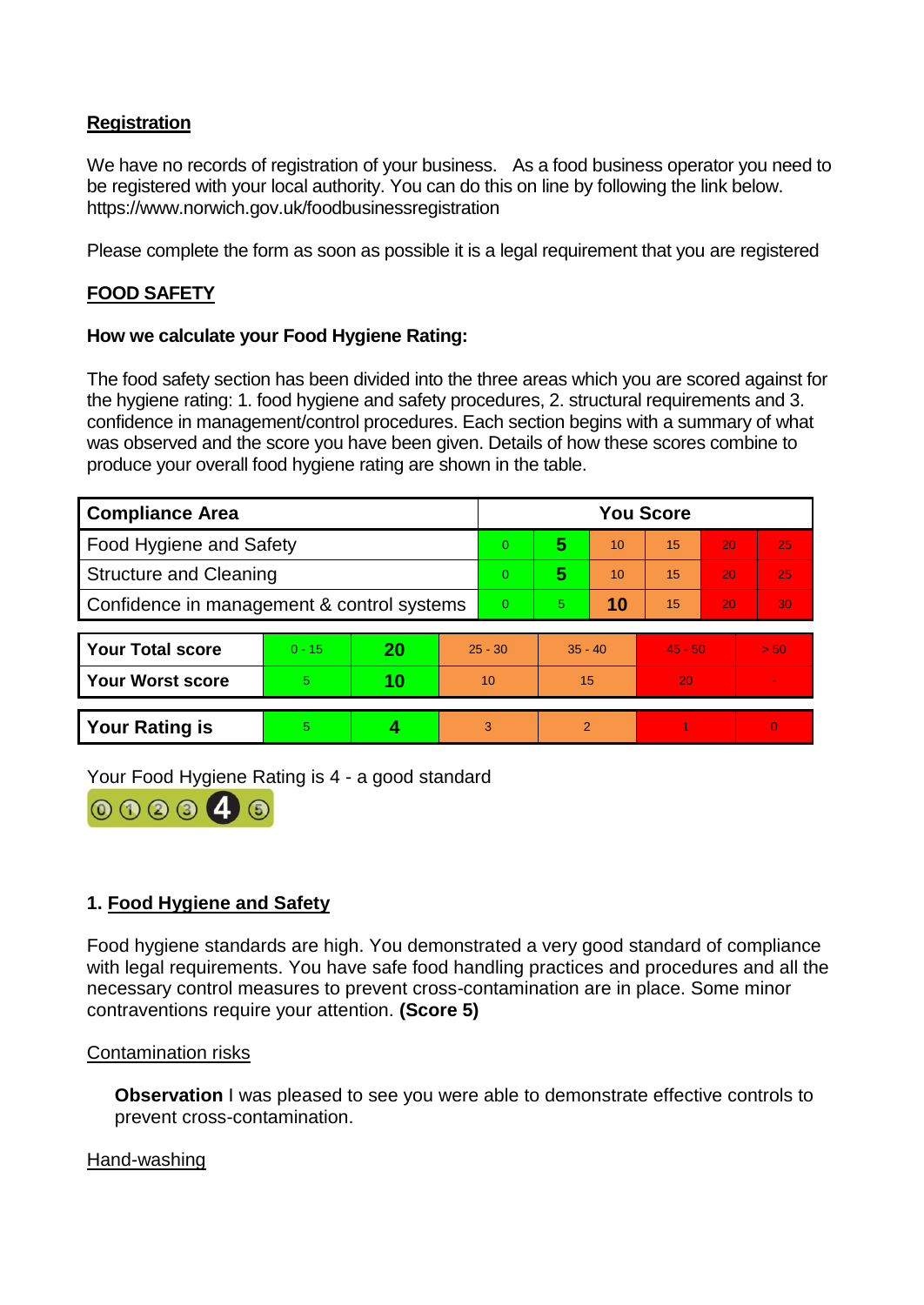**Registration**

We have no records of registration of your business. As a food business operator you need to be registered with your local authority. You can do this on line by following the link below. https://www.norwich.gov.uk/foodbusinessregistration

Please complete the form as soon as possible it is a legal requirement that you are registered

**FOOD SAFETY**

**How we calculate your Food Hygiene Rating:**

The food safety section has been divided into the three areas which you are scored against for the hygiene rating: 1. food hygiene and safety procedures, 2. structural requirements and 3. confidence in management/control procedures. Each section begins with a summary of what was observed and the score you have been given. Details of how these scores combine to produce your overall food hygiene rating are shown in the table.

| Compliance Area | You Score | | | | | |
|---|---|---|---|---|---|---|
| Food Hygiene and Safety | 0 | **5** | 10 | 15 | 20 | 25 |
| Structure and Cleaning | 0 | **5** | 10 | 15 | 20 | 25 |
| Confidence in management & control systems | 0 | 5 | **10** | 15 | 20 | 30 |

| | | | | | | |
|---|---|---|---|---|---|---|
| **Your Total score** | 0 - 15 | **20** | 25 - 30 | 35 - 40 | 45 - 50 | > 50 |
| **Your Worst score** | 5 | **10** | 10 | 15 | 20 | - |

| | | | | | | |
|---|---|---|---|---|---|---|
| **Your Rating is** | 5 | **4** | 3 | 2 | 1 | 0 |

Your Food Hygiene Rating is 4 - a good standard

## 1. Food Hygiene and Safety

Food hygiene standards are high. You demonstrated a very good standard of compliance with legal requirements. You have safe food handling practices and procedures and all the necessary control measures to prevent cross-contamination are in place. Some minor contraventions require your attention. **(Score 5)**

Contamination risks

**Observation** I was pleased to see you were able to demonstrate effective controls to prevent cross-contamination.

Hand-washing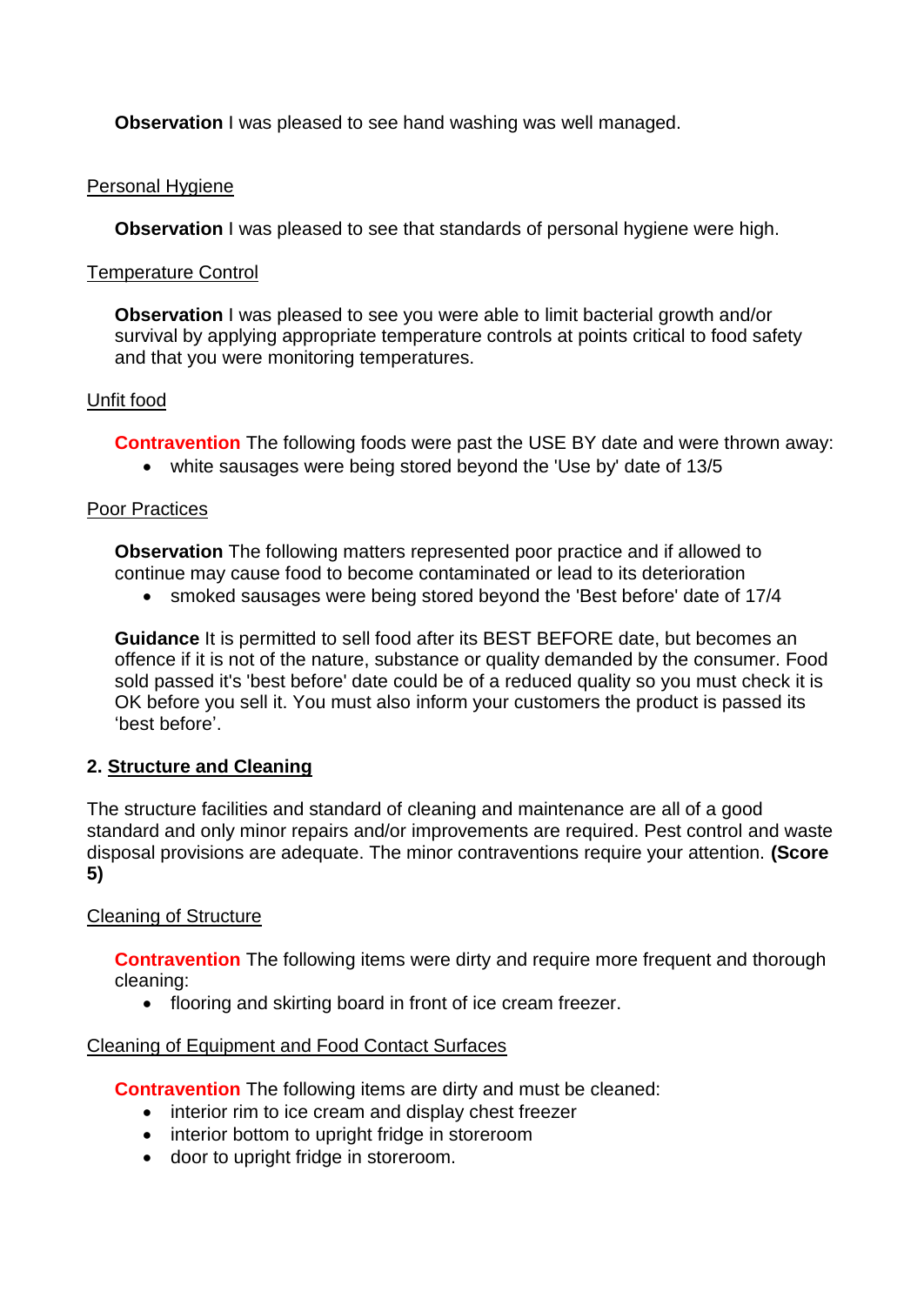**Observation** I was pleased to see hand washing was well managed.

Personal Hygiene

**Observation** I was pleased to see that standards of personal hygiene were high.

Temperature Control

**Observation** I was pleased to see you were able to limit bacterial growth and/or survival by applying appropriate temperature controls at points critical to food safety and that you were monitoring temperatures.

Unfit food

**Contravention** The following foods were past the USE BY date and were thrown away:

- white sausages were being stored beyond the 'Use by' date of 13/5

Poor Practices

**Observation** The following matters represented poor practice and if allowed to continue may cause food to become contaminated or lead to its deterioration

- smoked sausages were being stored beyond the 'Best before' date of 17/4

**Guidance** It is permitted to sell food after its BEST BEFORE date, but becomes an offence if it is not of the nature, substance or quality demanded by the consumer. Food sold passed it's 'best before' date could be of a reduced quality so you must check it is OK before you sell it. You must also inform your customers the product is passed its 'best before'.

## 2. Structure and Cleaning

The structure facilities and standard of cleaning and maintenance are all of a good standard and only minor repairs and/or improvements are required. Pest control and waste disposal provisions are adequate. The minor contraventions require your attention. **(Score 5)**

Cleaning of Structure

**Contravention** The following items were dirty and require more frequent and thorough cleaning:

- flooring and skirting board in front of ice cream freezer.

Cleaning of Equipment and Food Contact Surfaces

**Contravention** The following items are dirty and must be cleaned:

- interior rim to ice cream and display chest freezer
- interior bottom to upright fridge in storeroom
- door to upright fridge in storeroom.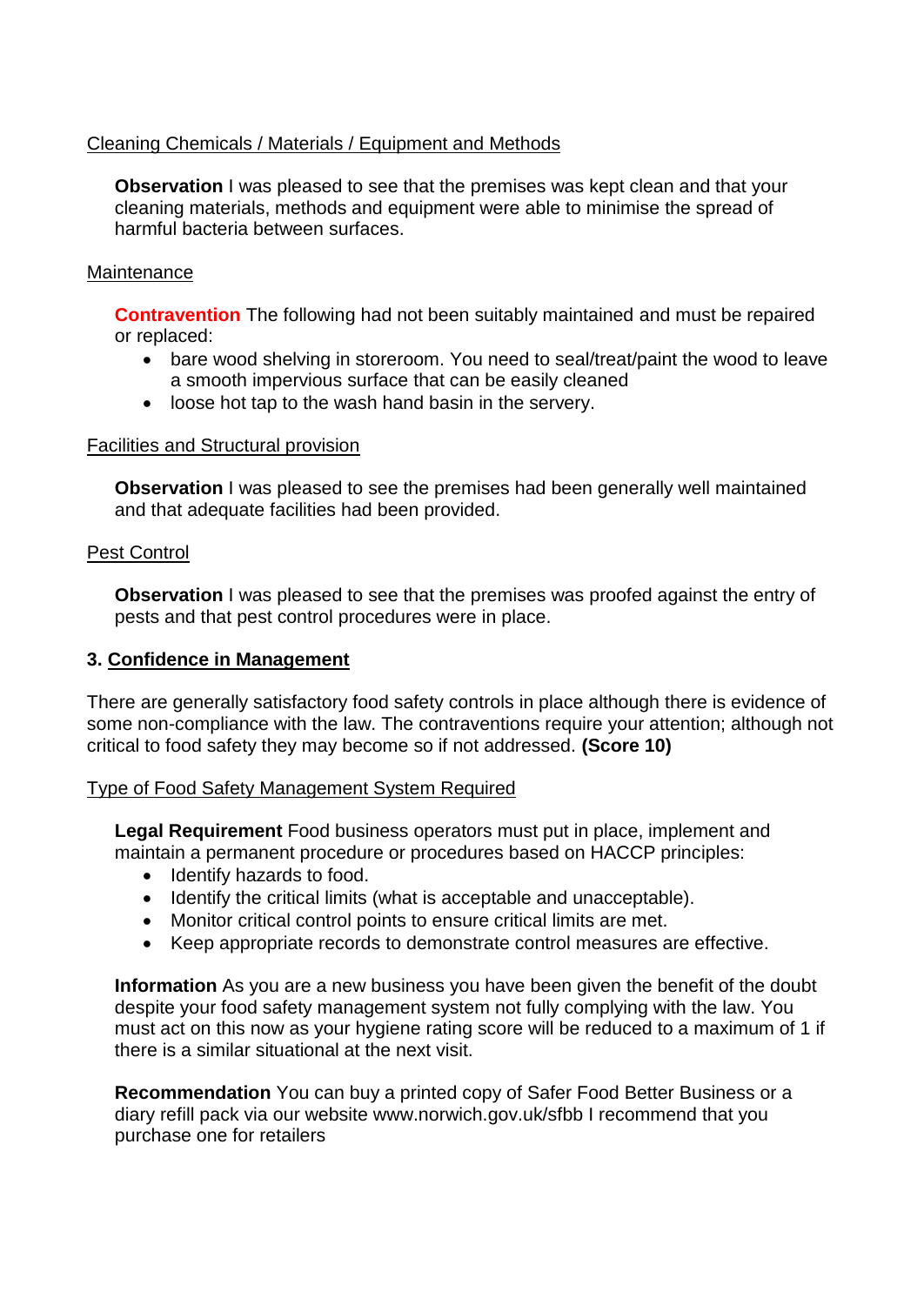Cleaning Chemicals / Materials / Equipment and Methods

**Observation** I was pleased to see that the premises was kept clean and that your cleaning materials, methods and equipment were able to minimise the spread of harmful bacteria between surfaces.

Maintenance

**Contravention** The following had not been suitably maintained and must be repaired or replaced:

- bare wood shelving in storeroom. You need to seal/treat/paint the wood to leave a smooth impervious surface that can be easily cleaned
- loose hot tap to the wash hand basin in the servery.

Facilities and Structural provision

**Observation** I was pleased to see the premises had been generally well maintained and that adequate facilities had been provided.

Pest Control

**Observation** I was pleased to see that the premises was proofed against the entry of pests and that pest control procedures were in place.

## 3. Confidence in Management

There are generally satisfactory food safety controls in place although there is evidence of some non-compliance with the law. The contraventions require your attention; although not critical to food safety they may become so if not addressed. **(Score 10)**

Type of Food Safety Management System Required

**Legal Requirement** Food business operators must put in place, implement and maintain a permanent procedure or procedures based on HACCP principles:

- Identify hazards to food.
- Identify the critical limits (what is acceptable and unacceptable).
- Monitor critical control points to ensure critical limits are met.
- Keep appropriate records to demonstrate control measures are effective.

**Information** As you are a new business you have been given the benefit of the doubt despite your food safety management system not fully complying with the law. You must act on this now as your hygiene rating score will be reduced to a maximum of 1 if there is a similar situational at the next visit.

**Recommendation** You can buy a printed copy of Safer Food Better Business or a diary refill pack via our website www.norwich.gov.uk/sfbb I recommend that you purchase one for retailers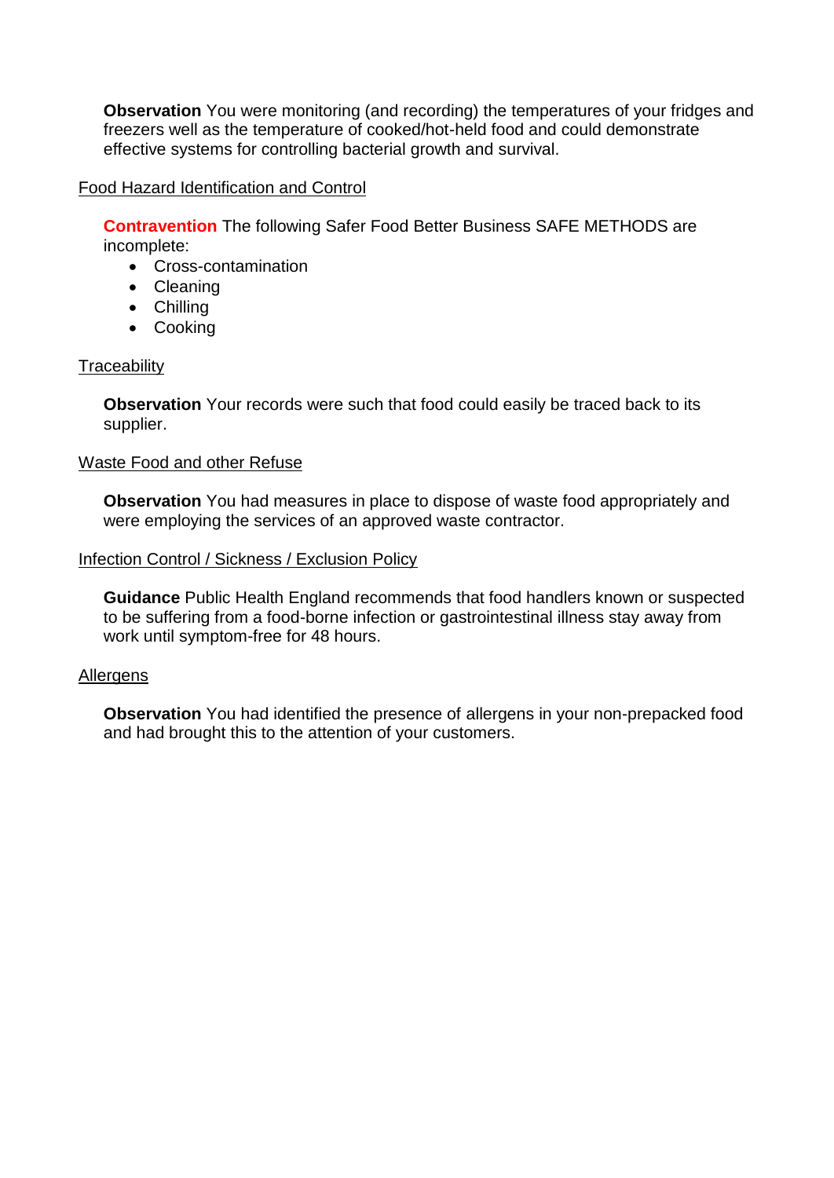**Observation** You were monitoring (and recording) the temperatures of your fridges and freezers well as the temperature of cooked/hot-held food and could demonstrate effective systems for controlling bacterial growth and survival.

Food Hazard Identification and Control

**Contravention** The following Safer Food Better Business SAFE METHODS are incomplete:

- Cross-contamination
- Cleaning
- Chilling
- Cooking

Traceability

**Observation** Your records were such that food could easily be traced back to its supplier.

Waste Food and other Refuse

**Observation** You had measures in place to dispose of waste food appropriately and were employing the services of an approved waste contractor.

Infection Control / Sickness / Exclusion Policy

**Guidance** Public Health England recommends that food handlers known or suspected to be suffering from a food-borne infection or gastrointestinal illness stay away from work until symptom-free for 48 hours.

Allergens

**Observation** You had identified the presence of allergens in your non-prepacked food and had brought this to the attention of your customers.